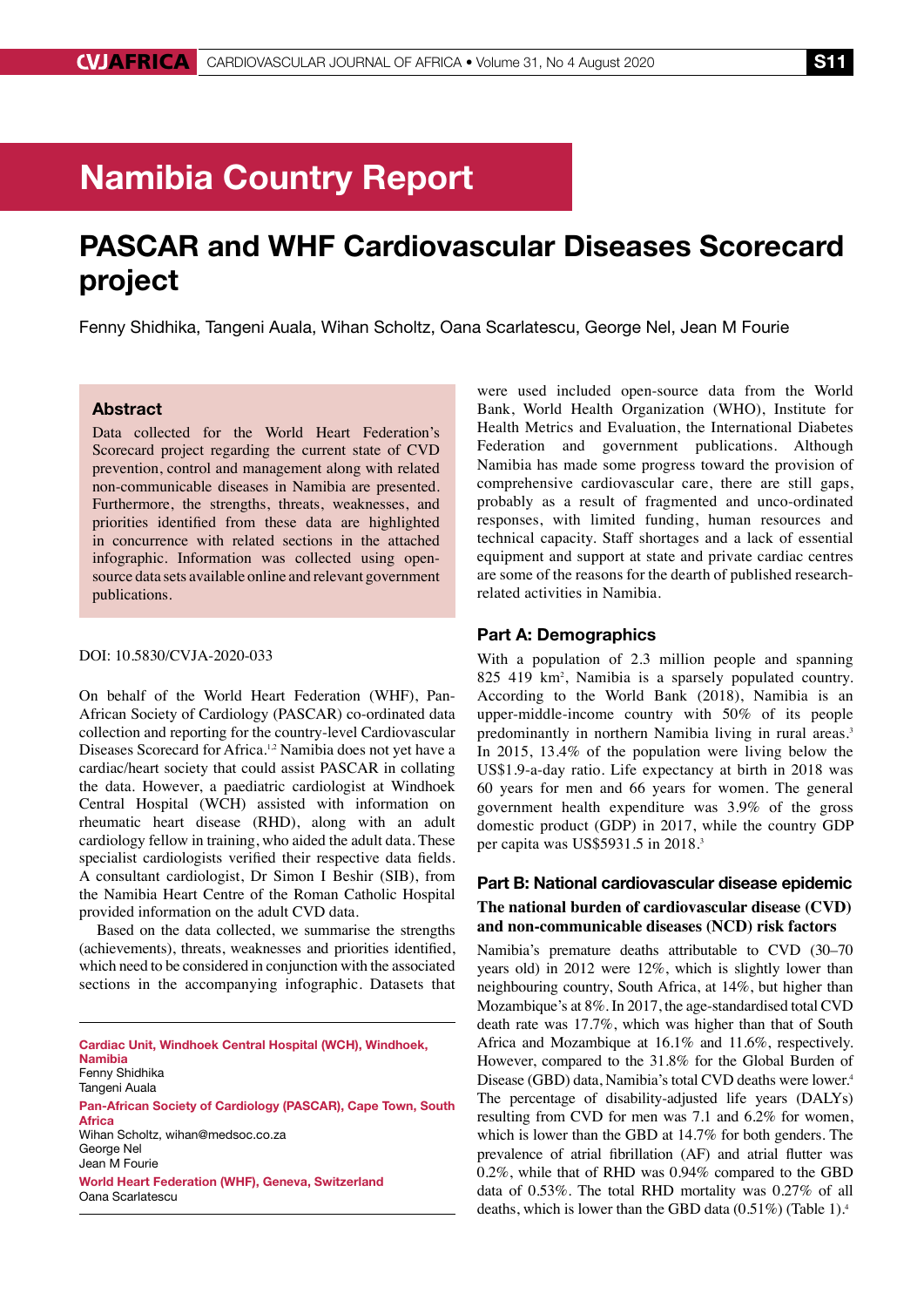# Namibia Country Report

## PASCAR and WHF Cardiovascular Diseases Scorecard project

Fenny Shidhika, Tangeni Auala, Wihan Scholtz, Oana Scarlatescu, George Nel, Jean M Fourie

### Abstract

Data collected for the World Heart Federation's Scorecard project regarding the current state of CVD prevention, control and management along with related non-communicable diseases in Namibia are presented. Furthermore, the strengths, threats, weaknesses, and priorities identified from these data are highlighted in concurrence with related sections in the attached infographic. Information was collected using open-source data sets available online and relevant government publications.

DOI: 10.5830/CVJA-2020-033

On behalf of the World Heart Federation (WHF), Pan-African Society of Cardiology (PASCAR) co-ordinated data collection and reporting for the country-level Cardiovascular Diseases Scorecard for Africa.[1,2] Namibia does not yet have a cardiac/heart society that could assist PASCAR in collating the data. However, a paediatric cardiologist at Windhoek Central Hospital (WCH) assisted with information on rheumatic heart disease (RHD), along with an adult cardiology fellow in training, who aided the adult data. These specialist cardiologists verified their respective data fields. A consultant cardiologist, Dr Simon I Beshir (SIB), from the Namibia Heart Centre of the Roman Catholic Hospital provided information on the adult CVD data.

Based on the data collected, we summarise the strengths (achievements), threats, weaknesses and priorities identified, which need to be considered in conjunction with the associated sections in the accompanying infographic. Datasets that were used included open-source data from the World Bank, World Health Organization (WHO), Institute for Health Metrics and Evaluation, the International Diabetes Federation and government publications. Although Namibia has made some progress toward the provision of comprehensive cardiovascular care, there are still gaps, probably as a result of fragmented and unco-ordinated responses, with limited funding, human resources and technical capacity. Staff shortages and a lack of essential equipment and support at state and private cardiac centres are some of the reasons for the dearth of published research-related activities in Namibia.

**Cardiac Unit, Windhoek Central Hospital (WCH), Windhoek, Namibia**
Fenny Shidhika
Tangeni Auala

**Pan-African Society of Cardiology (PASCAR), Cape Town, South Africa**
Wihan Scholtz, wihan@medsoc.co.za
George Nel
Jean M Fourie

**World Heart Federation (WHF), Geneva, Switzerland**
Oana Scarlatescu

### Part A: Demographics

With a population of 2.3 million people and spanning 825 419 km[2], Namibia is a sparsely populated country. According to the World Bank (2018), Namibia is an upper-middle-income country with 50% of its people predominantly in northern Namibia living in rural areas.[3] In 2015, 13.4% of the population were living below the US$1.9-a-day ratio. Life expectancy at birth in 2018 was 60 years for men and 66 years for women. The general government health expenditure was 3.9% of the gross domestic product (GDP) in 2017, while the country GDP per capita was US$5931.5 in 2018.[3]

### Part B: National cardiovascular disease epidemic

**The national burden of cardiovascular disease (CVD) and non-communicable diseases (NCD) risk factors**

Namibia's premature deaths attributable to CVD (30–70 years old) in 2012 were 12%, which is slightly lower than neighbouring country, South Africa, at 14%, but higher than Mozambique's at 8%. In 2017, the age-standardised total CVD death rate was 17.7%, which was higher than that of South Africa and Mozambique at 16.1% and 11.6%, respectively. However, compared to the 31.8% for the Global Burden of Disease (GBD) data, Namibia's total CVD deaths were lower.[4] The percentage of disability-adjusted life years (DALYs) resulting from CVD for men was 7.1 and 6.2% for women, which is lower than the GBD at 14.7% for both genders. The prevalence of atrial fibrillation (AF) and atrial flutter was 0.2%, while that of RHD was 0.94% compared to the GBD data of 0.53%. The total RHD mortality was 0.27% of all deaths, which is lower than the GBD data (0.51%) (Table 1).[4]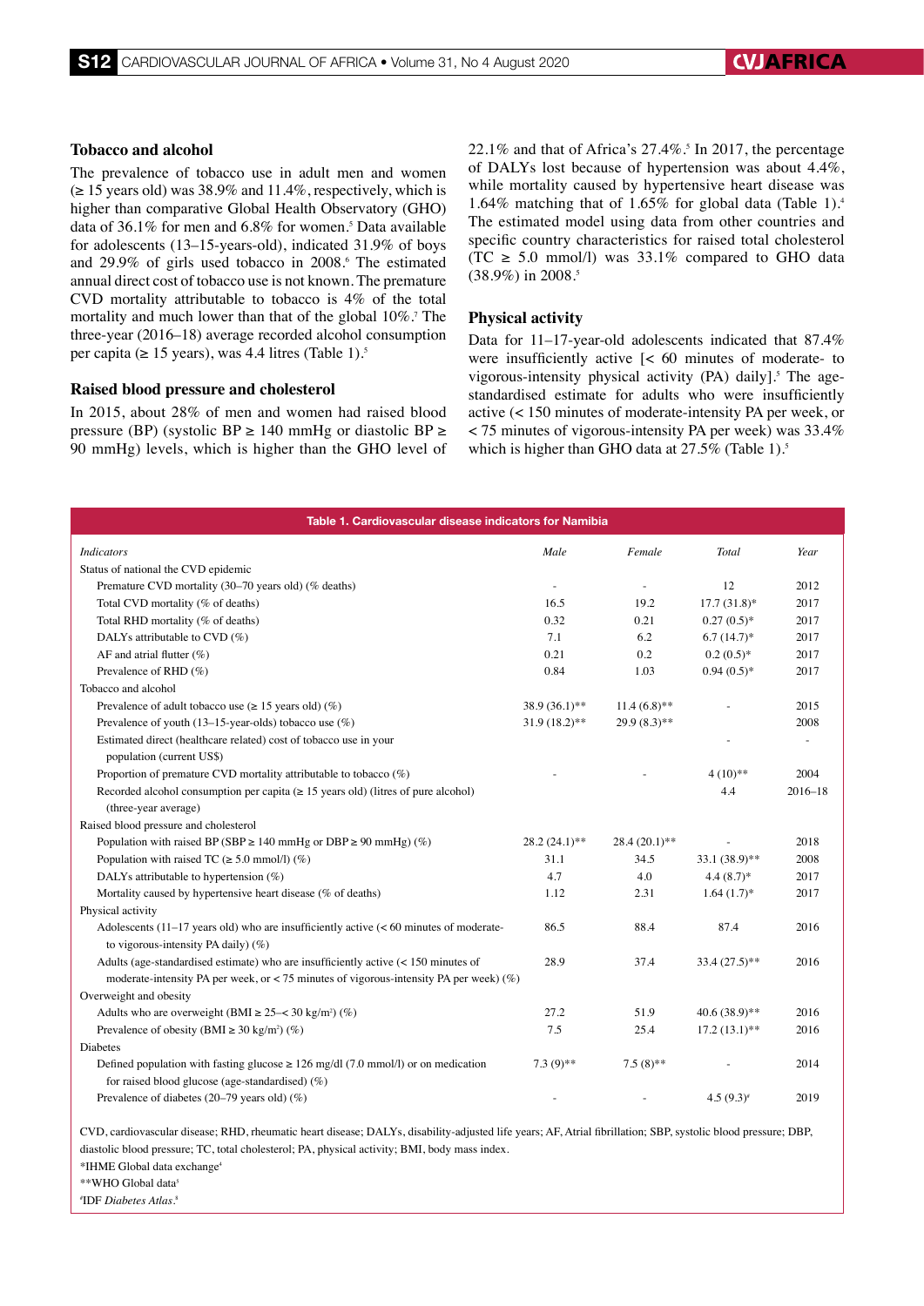### Tobacco and alcohol

The prevalence of tobacco use in adult men and women (≥ 15 years old) was 38.9% and 11.4%, respectively, which is higher than comparative Global Health Observatory (GHO) data of 36.1% for men and 6.8% for women.[5] Data available for adolescents (13–15-years-old), indicated 31.9% of boys and 29.9% of girls used tobacco in 2008.[6] The estimated annual direct cost of tobacco use is not known. The premature CVD mortality attributable to tobacco is 4% of the total mortality and much lower than that of the global 10%.[7] The three-year (2016–18) average recorded alcohol consumption per capita (≥ 15 years), was 4.4 litres (Table 1).[5]

### Raised blood pressure and cholesterol

In 2015, about 28% of men and women had raised blood pressure (BP) (systolic BP ≥ 140 mmHg or diastolic BP ≥ 90 mmHg) levels, which is higher than the GHO level of 22.1% and that of Africa's 27.4%.[5] In 2017, the percentage of DALYs lost because of hypertension was about 4.4%, while mortality caused by hypertensive heart disease was 1.64% matching that of 1.65% for global data (Table 1).[4] The estimated model using data from other countries and specific country characteristics for raised total cholesterol (TC ≥ 5.0 mmol/l) was 33.1% compared to GHO data (38.9%) in 2008.[5]

### Physical activity

Data for 11–17-year-old adolescents indicated that 87.4% were insufficiently active [< 60 minutes of moderate- to vigorous-intensity physical activity (PA) daily].[5] The age-standardised estimate for adults who were insufficiently active (< 150 minutes of moderate-intensity PA per week, or < 75 minutes of vigorous-intensity PA per week) was 33.4% which is higher than GHO data at 27.5% (Table 1).[5]

**Table 1. Cardiovascular disease indicators for Namibia**

| *Indicators* | *Male* | *Female* | *Total* | *Year* |
|---|---|---|---|---|
| Status of national the CVD epidemic | | | | |
| Premature CVD mortality (30–70 years old) (% deaths) | - | - | 12 | 2012 |
| Total CVD mortality (% of deaths) | 16.5 | 19.2 | 17.7 (31.8)* | 2017 |
| Total RHD mortality (% of deaths) | 0.32 | 0.21 | 0.27 (0.5)* | 2017 |
| DALYs attributable to CVD (%) | 7.1 | 6.2 | 6.7 (14.7)* | 2017 |
| AF and atrial flutter (%) | 0.21 | 0.2 | 0.2 (0.5)* | 2017 |
| Prevalence of RHD (%) | 0.84 | 1.03 | 0.94 (0.5)* | 2017 |
| Tobacco and alcohol | | | | |
| Prevalence of adult tobacco use (≥ 15 years old) (%) | 38.9 (36.1)** | 11.4 (6.8)** | - | 2015 |
| Prevalence of youth (13–15-year-olds) tobacco use (%) | 31.9 (18.2)** | 29.9 (8.3)** | | 2008 |
| Estimated direct (healthcare related) cost of tobacco use in your population (current US$) | | | - | - |
| Proportion of premature CVD mortality attributable to tobacco (%) | - | - | 4 (10)** | 2004 |
| Recorded alcohol consumption per capita (≥ 15 years old) (litres of pure alcohol) (three-year average) | | | 4.4 | 2016–18 |
| Raised blood pressure and cholesterol | | | | |
| Population with raised BP (SBP ≥ 140 mmHg or DBP ≥ 90 mmHg) (%) | 28.2 (24.1)** | 28.4 (20.1)** | - | 2018 |
| Population with raised TC (≥ 5.0 mmol/l) (%) | 31.1 | 34.5 | 33.1 (38.9)** | 2008 |
| DALYs attributable to hypertension (%) | 4.7 | 4.0 | 4.4 (8.7)* | 2017 |
| Mortality caused by hypertensive heart disease (% of deaths) | 1.12 | 2.31 | 1.64 (1.7)* | 2017 |
| Physical activity | | | | |
| Adolescents (11–17 years old) who are insufficiently active (< 60 minutes of moderate- to vigorous-intensity PA daily) (%) | 86.5 | 88.4 | 87.4 | 2016 |
| Adults (age-standardised estimate) who are insufficiently active (< 150 minutes of moderate-intensity PA per week, or < 75 minutes of vigorous-intensity PA per week) (%) | 28.9 | 37.4 | 33.4 (27.5)** | 2016 |
| Overweight and obesity | | | | |
| Adults who are overweight (BMI ≥ 25–< 30 kg/m²) (%) | 27.2 | 51.9 | 40.6 (38.9)** | 2016 |
| Prevalence of obesity (BMI ≥ 30 kg/m²) (%) | 7.5 | 25.4 | 17.2 (13.1)** | 2016 |
| Diabetes | | | | |
| Defined population with fasting glucose ≥ 126 mg/dl (7.0 mmol/l) or on medication for raised blood glucose (age-standardised) (%) | 7.3 (9)** | 7.5 (8)** | - | 2014 |
| Prevalence of diabetes (20–79 years old) (%) | - | - | 4.5 (9.3)[#] | 2019 |

CVD, cardiovascular disease; RHD, rheumatic heart disease; DALYs, disability-adjusted life years; AF, Atrial fibrillation; SBP, systolic blood pressure; DBP, diastolic blood pressure; TC, total cholesterol; PA, physical activity; BMI, body mass index.
*IHME Global data exchange[4]
**WHO Global data[5]
[#]IDF *Diabetes Atlas*.[8]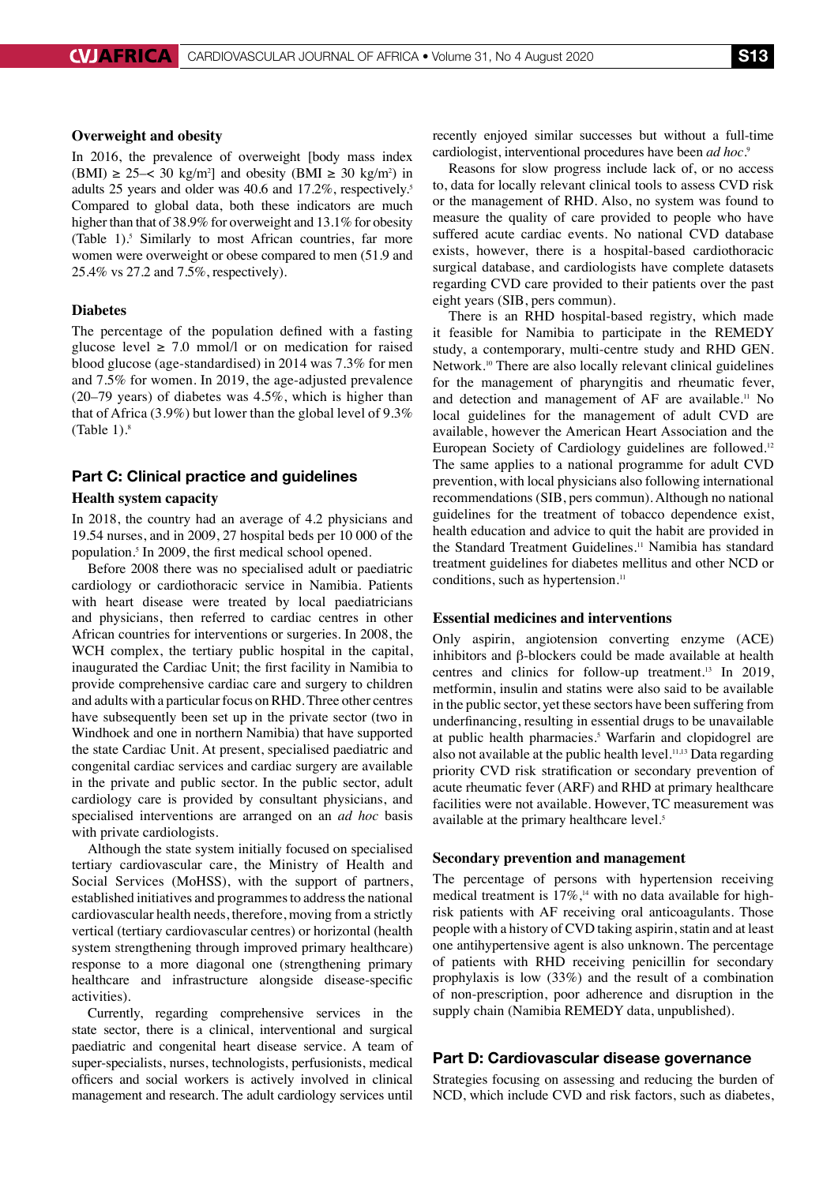### Overweight and obesity

In 2016, the prevalence of overweight [body mass index (BMI) ≥ 25–< 30 kg/m²] and obesity (BMI ≥ 30 kg/m²) in adults 25 years and older was 40.6 and 17.2%, respectively.[5] Compared to global data, both these indicators are much higher than that of 38.9% for overweight and 13.1% for obesity (Table 1).[5] Similarly to most African countries, far more women were overweight or obese compared to men (51.9 and 25.4% vs 27.2 and 7.5%, respectively).

### Diabetes

The percentage of the population defined with a fasting glucose level ≥ 7.0 mmol/l or on medication for raised blood glucose (age-standardised) in 2014 was 7.3% for men and 7.5% for women. In 2019, the age-adjusted prevalence (20–79 years) of diabetes was 4.5%, which is higher than that of Africa (3.9%) but lower than the global level of 9.3% (Table 1).[8]

## Part C: Clinical practice and guidelines

### Health system capacity

In 2018, the country had an average of 4.2 physicians and 19.54 nurses, and in 2009, 27 hospital beds per 10 000 of the population.[5] In 2009, the first medical school opened.

Before 2008 there was no specialised adult or paediatric cardiology or cardiothoracic service in Namibia. Patients with heart disease were treated by local paediatricians and physicians, then referred to cardiac centres in other African countries for interventions or surgeries. In 2008, the WCH complex, the tertiary public hospital in the capital, inaugurated the Cardiac Unit; the first facility in Namibia to provide comprehensive cardiac care and surgery to children and adults with a particular focus on RHD. Three other centres have subsequently been set up in the private sector (two in Windhoek and one in northern Namibia) that have supported the state Cardiac Unit. At present, specialised paediatric and congenital cardiac services and cardiac surgery are available in the private and public sector. In the public sector, adult cardiology care is provided by consultant physicians, and specialised interventions are arranged on an *ad hoc* basis with private cardiologists.

Although the state system initially focused on specialised tertiary cardiovascular care, the Ministry of Health and Social Services (MoHSS), with the support of partners, established initiatives and programmes to address the national cardiovascular health needs, therefore, moving from a strictly vertical (tertiary cardiovascular centres) or horizontal (health system strengthening through improved primary healthcare) response to a more diagonal one (strengthening primary healthcare and infrastructure alongside disease-specific activities).

Currently, regarding comprehensive services in the state sector, there is a clinical, interventional and surgical paediatric and congenital heart disease service. A team of super-specialists, nurses, technologists, perfusionists, medical officers and social workers is actively involved in clinical management and research. The adult cardiology services until recently enjoyed similar successes but without a full-time cardiologist, interventional procedures have been *ad hoc*.[9]

Reasons for slow progress include lack of, or no access to, data for locally relevant clinical tools to assess CVD risk or the management of RHD. Also, no system was found to measure the quality of care provided to people who have suffered acute cardiac events. No national CVD database exists, however, there is a hospital-based cardiothoracic surgical database, and cardiologists have complete datasets regarding CVD care provided to their patients over the past eight years (SIB, pers commun).

There is an RHD hospital-based registry, which made it feasible for Namibia to participate in the REMEDY study, a contemporary, multi-centre study and RHD GEN. Network.[10] There are also locally relevant clinical guidelines for the management of pharyngitis and rheumatic fever, and detection and management of AF are available.[11] No local guidelines for the management of adult CVD are available, however the American Heart Association and the European Society of Cardiology guidelines are followed.[12] The same applies to a national programme for adult CVD prevention, with local physicians also following international recommendations (SIB, pers commun). Although no national guidelines for the treatment of tobacco dependence exist, health education and advice to quit the habit are provided in the Standard Treatment Guidelines.[11] Namibia has standard treatment guidelines for diabetes mellitus and other NCD or conditions, such as hypertension.[11]

### Essential medicines and interventions

Only aspirin, angiotension converting enzyme (ACE) inhibitors and β-blockers could be made available at health centres and clinics for follow-up treatment.[13] In 2019, metformin, insulin and statins were also said to be available in the public sector, yet these sectors have been suffering from underfinancing, resulting in essential drugs to be unavailable at public health pharmacies.[5] Warfarin and clopidogrel are also not available at the public health level.[11,13] Data regarding priority CVD risk stratification or secondary prevention of acute rheumatic fever (ARF) and RHD at primary healthcare facilities were not available. However, TC measurement was available at the primary healthcare level.[5]

### Secondary prevention and management

The percentage of persons with hypertension receiving medical treatment is 17%,[14] with no data available for high-risk patients with AF receiving oral anticoagulants. Those people with a history of CVD taking aspirin, statin and at least one antihypertensive agent is also unknown. The percentage of patients with RHD receiving penicillin for secondary prophylaxis is low (33%) and the result of a combination of non-prescription, poor adherence and disruption in the supply chain (Namibia REMEDY data, unpublished).

## Part D: Cardiovascular disease governance

Strategies focusing on assessing and reducing the burden of NCD, which include CVD and risk factors, such as diabetes,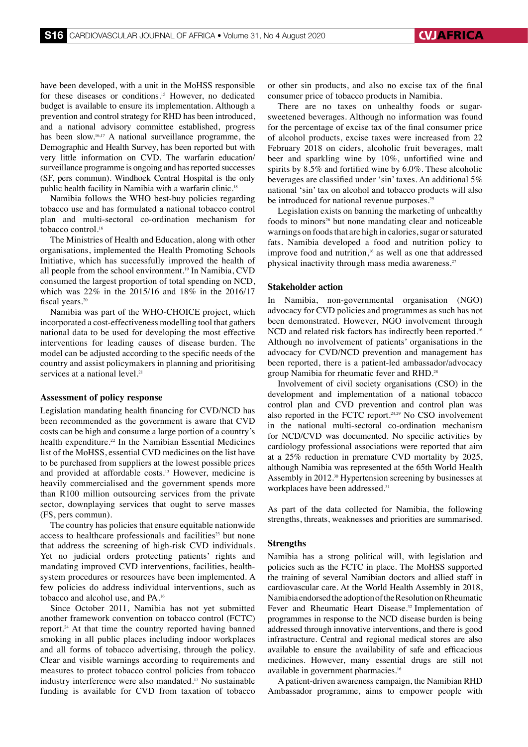have been developed, with a unit in the MoHSS responsible for these diseases or conditions.[15] However, no dedicated budget is available to ensure its implementation. Although a prevention and control strategy for RHD has been introduced, and a national advisory committee established, progress has been slow.[16,17] A national surveillance programme, the Demographic and Health Survey, has been reported but with very little information on CVD. The warfarin education/surveillance programme is ongoing and has reported successes (SF, pers commun). Windhoek Central Hospital is the only public health facility in Namibia with a warfarin clinic.[18]

Namibia follows the WHO best-buy policies regarding tobacco use and has formulated a national tobacco control plan and multi-sectoral co-ordination mechanism for tobacco control.[16]

The Ministries of Health and Education, along with other organisations, implemented the Health Promoting Schools Initiative, which has successfully improved the health of all people from the school environment.[19] In Namibia, CVD consumed the largest proportion of total spending on NCD, which was 22% in the 2015/16 and 18% in the 2016/17 fiscal years.[20]

Namibia was part of the WHO-CHOICE project, which incorporated a cost-effectiveness modelling tool that gathers national data to be used for developing the most effective interventions for leading causes of disease burden. The model can be adjusted according to the specific needs of the country and assist policymakers in planning and prioritising services at a national level.[21]

### Assessment of policy response

Legislation mandating health financing for CVD/NCD has been recommended as the government is aware that CVD costs can be high and consume a large portion of a country's health expenditure.[22] In the Namibian Essential Medicines list of the MoHSS, essential CVD medicines on the list have to be purchased from suppliers at the lowest possible prices and provided at affordable costs.[13] However, medicine is heavily commercialised and the government spends more than R100 million outsourcing services from the private sector, downplaying services that ought to serve masses (FS, pers commun).

The country has policies that ensure equitable nationwide access to healthcare professionals and facilities[23] but none that address the screening of high-risk CVD individuals. Yet no judicial orders protecting patients' rights and mandating improved CVD interventions, facilities, health-system procedures or resources have been implemented. A few policies do address individual interventions, such as tobacco and alcohol use, and PA.[16]

Since October 2011, Namibia has not yet submitted another framework convention on tobacco control (FCTC) report.[24] At that time the country reported having banned smoking in all public places including indoor workplaces and all forms of tobacco advertising, through the policy. Clear and visible warnings according to requirements and measures to protect tobacco control policies from tobacco industry interference were also mandated.[17] No sustainable funding is available for CVD from taxation of tobacco or other sin products, and also no excise tax of the final consumer price of tobacco products in Namibia.

There are no taxes on unhealthy foods or sugar-sweetened beverages. Although no information was found for the percentage of excise tax of the final consumer price of alcohol products, excise taxes were increased from 22 February 2018 on ciders, alcoholic fruit beverages, malt beer and sparkling wine by 10%, unfortified wine and spirits by 8.5% and fortified wine by 6.0%. These alcoholic beverages are classified under 'sin' taxes. An additional 5% national 'sin' tax on alcohol and tobacco products will also be introduced for national revenue purposes.[25]

Legislation exists on banning the marketing of unhealthy foods to minors[26] but none mandating clear and noticeable warnings on foods that are high in calories, sugar or saturated fats. Namibia developed a food and nutrition policy to improve food and nutrition,[16] as well as one that addressed physical inactivity through mass media awareness.[27]

### Stakeholder action

In Namibia, non-governmental organisation (NGO) advocacy for CVD policies and programmes as such has not been demonstrated. However, NGO involvement through NCD and related risk factors has indirectly been reported.[16] Although no involvement of patients' organisations in the advocacy for CVD/NCD prevention and management has been reported, there is a patient-led ambassador/advocacy group Namibia for rheumatic fever and RHD.[28]

Involvement of civil society organisations (CSO) in the development and implementation of a national tobacco control plan and CVD prevention and control plan was also reported in the FCTC report.[24,29] No CSO involvement in the national multi-sectoral co-ordination mechanism for NCD/CVD was documented. No specific activities by cardiology professional associations were reported that aim at a 25% reduction in premature CVD mortality by 2025, although Namibia was represented at the 65th World Health Assembly in 2012.[30] Hypertension screening by businesses at workplaces have been addressed.[31]

As part of the data collected for Namibia, the following strengths, threats, weaknesses and priorities are summarised.

### Strengths

Namibia has a strong political will, with legislation and policies such as the FCTC in place. The MoHSS supported the training of several Namibian doctors and allied staff in cardiovascular care. At the World Health Assembly in 2018, Namibia endorsed the adoption of the Resolution on Rheumatic Fever and Rheumatic Heart Disease.[32] Implementation of programmes in response to the NCD disease burden is being addressed through innovative interventions, and there is good infrastructure. Central and regional medical stores are also available to ensure the availability of safe and efficacious medicines. However, many essential drugs are still not available in government pharmacies.[16]

A patient-driven awareness campaign, the Namibian RHD Ambassador programme, aims to empower people with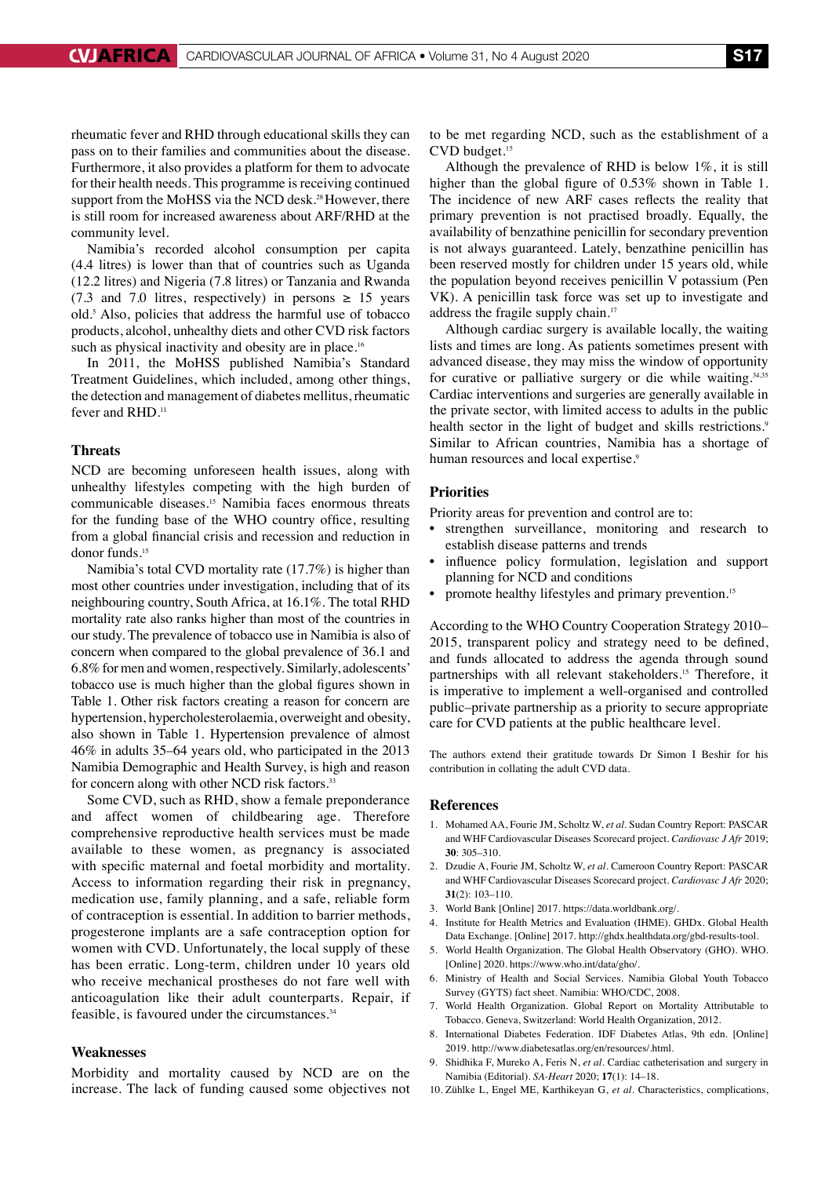rheumatic fever and RHD through educational skills they can pass on to their families and communities about the disease. Furthermore, it also provides a platform for them to advocate for their health needs. This programme is receiving continued support from the MoHSS via the NCD desk.[28] However, there is still room for increased awareness about ARF/RHD at the community level.

Namibia's recorded alcohol consumption per capita (4.4 litres) is lower than that of countries such as Uganda (12.2 litres) and Nigeria (7.8 litres) or Tanzania and Rwanda (7.3 and 7.0 litres, respectively) in persons ≥ 15 years old.[5] Also, policies that address the harmful use of tobacco products, alcohol, unhealthy diets and other CVD risk factors such as physical inactivity and obesity are in place.[16]

In 2011, the MoHSS published Namibia's Standard Treatment Guidelines, which included, among other things, the detection and management of diabetes mellitus, rheumatic fever and RHD.[11]

### Threats

NCD are becoming unforeseen health issues, along with unhealthy lifestyles competing with the high burden of communicable diseases.[15] Namibia faces enormous threats for the funding base of the WHO country office, resulting from a global financial crisis and recession and reduction in donor funds.[15]

Namibia's total CVD mortality rate (17.7%) is higher than most other countries under investigation, including that of its neighbouring country, South Africa, at 16.1%. The total RHD mortality rate also ranks higher than most of the countries in our study. The prevalence of tobacco use in Namibia is also of concern when compared to the global prevalence of 36.1 and 6.8% for men and women, respectively. Similarly, adolescents' tobacco use is much higher than the global figures shown in Table 1. Other risk factors creating a reason for concern are hypertension, hypercholesterolaemia, overweight and obesity, also shown in Table 1. Hypertension prevalence of almost 46% in adults 35–64 years old, who participated in the 2013 Namibia Demographic and Health Survey, is high and reason for concern along with other NCD risk factors.[33]

Some CVD, such as RHD, show a female preponderance and affect women of childbearing age. Therefore comprehensive reproductive health services must be made available to these women, as pregnancy is associated with specific maternal and foetal morbidity and mortality. Access to information regarding their risk in pregnancy, medication use, family planning, and a safe, reliable form of contraception is essential. In addition to barrier methods, progesterone implants are a safe contraception option for women with CVD. Unfortunately, the local supply of these has been erratic. Long-term, children under 10 years old who receive mechanical prostheses do not fare well with anticoagulation like their adult counterparts. Repair, if feasible, is favoured under the circumstances.[34]

### Weaknesses

Morbidity and mortality caused by NCD are on the increase. The lack of funding caused some objectives not to be met regarding NCD, such as the establishment of a CVD budget.[15]

Although the prevalence of RHD is below 1%, it is still higher than the global figure of 0.53% shown in Table 1. The incidence of new ARF cases reflects the reality that primary prevention is not practised broadly. Equally, the availability of benzathine penicillin for secondary prevention is not always guaranteed. Lately, benzathine penicillin has been reserved mostly for children under 15 years old, while the population beyond receives penicillin V potassium (Pen VK). A penicillin task force was set up to investigate and address the fragile supply chain.[17]

Although cardiac surgery is available locally, the waiting lists and times are long. As patients sometimes present with advanced disease, they may miss the window of opportunity for curative or palliative surgery or die while waiting.[34,35] Cardiac interventions and surgeries are generally available in the private sector, with limited access to adults in the public health sector in the light of budget and skills restrictions.[9] Similar to African countries, Namibia has a shortage of human resources and local expertise.[9]

### Priorities

Priority areas for prevention and control are to:

- strengthen surveillance, monitoring and research to establish disease patterns and trends
- influence policy formulation, legislation and support planning for NCD and conditions
- promote healthy lifestyles and primary prevention.[15]

According to the WHO Country Cooperation Strategy 2010–2015, transparent policy and strategy need to be defined, and funds allocated to address the agenda through sound partnerships with all relevant stakeholders.[15] Therefore, it is imperative to implement a well-organised and controlled public–private partnership as a priority to secure appropriate care for CVD patients at the public healthcare level.

The authors extend their gratitude towards Dr Simon I Beshir for his contribution in collating the adult CVD data.

### References

1. Mohamed AA, Fourie JM, Scholtz W, *et al*. Sudan Country Report: PASCAR and WHF Cardiovascular Diseases Scorecard project. *Cardiovasc J Afr* 2019; **30**: 305–310.
2. Dzudie A, Fourie JM, Scholtz W, *et al*. Cameroon Country Report: PASCAR and WHF Cardiovascular Diseases Scorecard project. *Cardiovasc J Afr* 2020; **31**(2): 103–110.
3. World Bank [Online] 2017. https://data.worldbank.org/.
4. Institute for Health Metrics and Evaluation (IHME). GHDx. Global Health Data Exchange. [Online] 2017. http://ghdx.healthdata.org/gbd-results-tool.
5. World Health Organization. The Global Health Observatory (GHO). WHO. [Online] 2020. https://www.who.int/data/gho/.
6. Ministry of Health and Social Services. Namibia Global Youth Tobacco Survey (GYTS) fact sheet. Namibia: WHO/CDC, 2008.
7. World Health Organization. Global Report on Mortality Attributable to Tobacco. Geneva, Switzerland: World Health Organization, 2012.
8. International Diabetes Federation. IDF Diabetes Atlas, 9th edn. [Online] 2019. http://www.diabetesatlas.org/en/resources/.html.
9. Shidhika F, Mureko A, Feris N, *et al*. Cardiac catheterisation and surgery in Namibia (Editorial). *SA-Heart* 2020; **17**(1): 14–18.
10. Zühlke L, Engel ME, Karthikeyan G, *et al*. Characteristics, complications,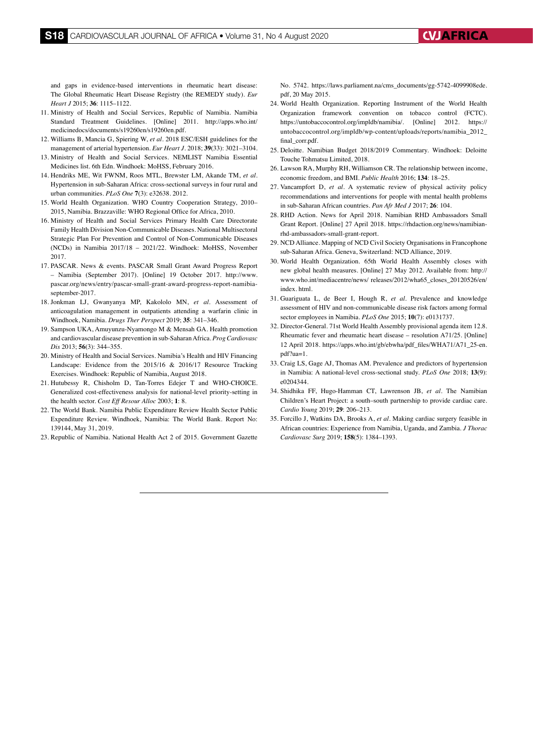and gaps in evidence-based interventions in rheumatic heart disease: The Global Rheumatic Heart Disease Registry (the REMEDY study). *Eur Heart J* 2015; **36**: 1115–1122.

11. Ministry of Health and Social Services, Republic of Namibia. Namibia Standard Treatment Guidelines. [Online] 2011. http://apps.who.int/medicinedocs/documents/s19260en/s19260en.pdf.
12. Williams B, Mancia G, Spiering W, *et al*. 2018 ESC/ESH guidelines for the management of arterial hypertension. *Eur Heart J*. 2018; **39**(33): 3021–3104.
13. Ministry of Health and Social Services. NEMLIST Namibia Essential Medicines list. 6th Edn. Windhoek: MoHSS, February 2016.
14. Hendriks ME, Wit FWNM, Roos MTL, Brewster LM, Akande TM, *et al*. Hypertension in sub-Saharan Africa: cross-sectional surveys in four rural and urban communities. *PLoS One* **7**(3): e32638. 2012.
15. World Health Organization. WHO Country Cooperation Strategy, 2010–2015, Namibia. Brazzaville: WHO Regional Office for Africa, 2010.
16. Ministry of Health and Social Services Primary Health Care Directorate Family Health Division Non-Communicable Diseases. National Multisectoral Strategic Plan For Prevention and Control of Non-Communicable Diseases (NCDs) in Namibia 2017/18 – 2021/22. Windhoek: MoHSS, November 2017.
17. PASCAR. News & events. PASCAR Small Grant Award Progress Report – Namibia (September 2017). [Online] 19 October 2017. http://www.pascar.org/news/entry/pascar-small-grant-award-progress-report-namibia-september-2017.
18. Jonkman LJ, Gwanyanya MP, Kakololo MN, *et al*. Assessment of anticoagulation management in outpatients attending a warfarin clinic in Windhoek, Namibia. *Drugs Ther Perspect* 2019; **35**: 341–346.
19. Sampson UKA, Amuyunzu-Nyamongo M & Mensah GA. Health promotion and cardiovascular disease prevention in sub-Saharan Africa. *Prog Cardiovasc Dis* 2013; **56**(3): 344–355.
20. Ministry of Health and Social Services. Namibia's Health and HIV Financing Landscape: Evidence from the 2015/16 & 2016/17 Resource Tracking Exercises. Windhoek: Republic of Namibia, August 2018.
21. Hutubessy R, Chisholm D, Tan-Torres Edejer T and WHO-CHOICE. Generalized cost-effectiveness analysis for national-level priority-setting in the health sector. *Cost Eff Resour Alloc* 2003; **1**: 8.
22. The World Bank. Namibia Public Expenditure Review Health Sector Public Expenditure Review. Windhoek, Namibia: The World Bank. Report No: 139144, May 31, 2019.
23. Republic of Namibia. National Health Act 2 of 2015. Government Gazette No. 5742. https://laws.parliament.na/cms_documents/gg-5742-4099908ede.pdf, 20 May 2015.
24. World Health Organization. Reporting Instrument of the World Health Organization framework convention on tobacco control (FCTC). https://untobaccocontrol.org/impldb/namibia/. [Online] 2012. https://untobaccocontrol.org/impldb/wp-content/uploads/reports/namibia_2012_final_corr.pdf.
25. Deloitte. Namibian Budget 2018/2019 Commentary. Windhoek: Deloitte Touche Tohmatsu Limited, 2018.
26. Lawson RA, Murphy RH, Williamson CR. The relationship between income, economic freedom, and BMI. *Public Health* 2016; **134**: 18–25.
27. Vancampfort D, *et al*. A systematic review of physical activity policy recommendations and interventions for people with mental health problems in sub-Saharan African countries. *Pan Afr Med J* 2017; **26**: 104.
28. RHD Action. News for April 2018. Namibian RHD Ambassadors Small Grant Report. [Online] 27 April 2018. https://rhdaction.org/news/namibian-rhd-ambassadors-small-grant-report.
29. NCD Alliance. Mapping of NCD Civil Society Organisations in Francophone sub-Saharan Africa. Geneva, Switzerland: NCD Alliance, 2019.
30. World Health Organization. 65th World Health Assembly closes with new global health measures. [Online] 27 May 2012. Available from: http://www.who.int/mediacentre/news/ releases/2012/wha65_closes_20120526/en/index. html.
31. Guariguata L, de Beer I, Hough R, *et al*. Prevalence and knowledge assessment of HIV and non-communicable disease risk factors among formal sector employees in Namibia. *PLoS One* 2015; **10**(7): e0131737.
32. Director-General. 71st World Health Assembly provisional agenda item 12.8. Rheumatic fever and rheumatic heart disease – resolution A71/25. [Online] 12 April 2018. https://apps.who.int/gb/ebwha/pdf_files/WHA71/A71_25-en.pdf?ua=1.
33. Craig LS, Gage AJ, Thomas AM. Prevalence and predictors of hypertension in Namibia: A national-level cross-sectional study. *PLoS One* 2018; **13**(9): e0204344.
34. Shidhika FF, Hugo-Hamman CT, Lawrenson JB, *et al*. The Namibian Children's Heart Project: a south–south partnership to provide cardiac care. *Cardio Young* 2019; **29**: 206–213.
35. Forcillo J, Watkins DA, Brooks A, *et al*. Making cardiac surgery feasible in African countries: Experience from Namibia, Uganda, and Zambia. *J Thorac Cardiovasc Surg* 2019; **158**(5): 1384–1393.